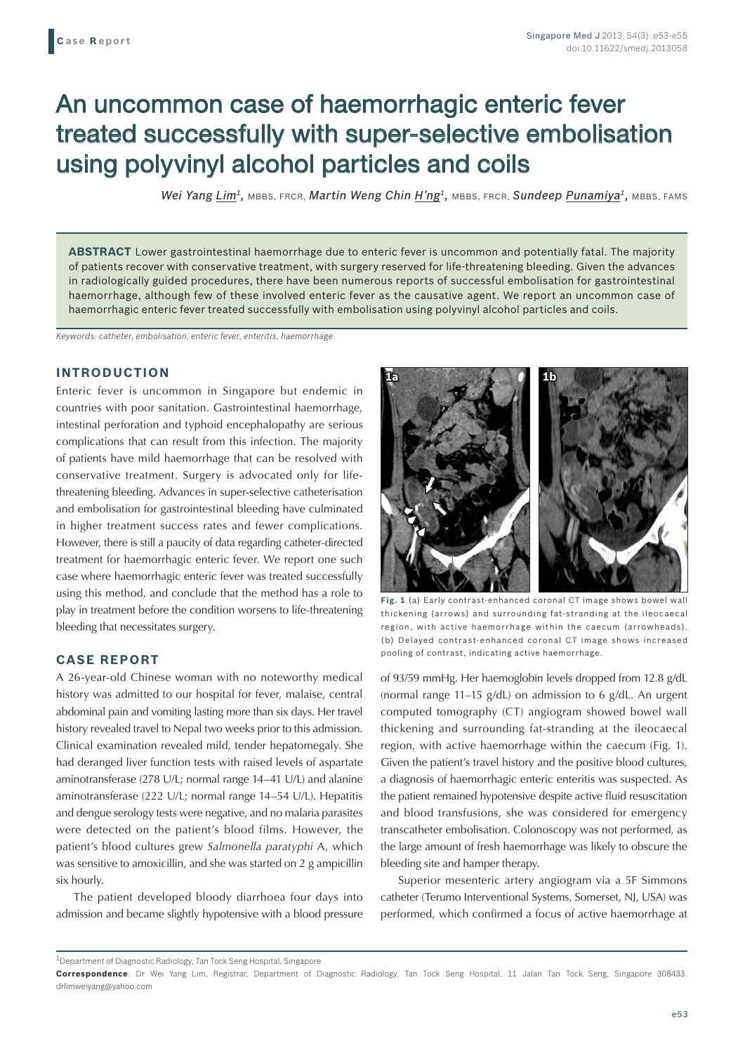Case Report

# An uncommon case of haemorrhagic enteric fever treated successfully with super-selective embolisation using polyvinyl alcohol particles and coils

*Wei Yang Lim*[1], MBBS, FRCR, *Martin Weng Chin H'ng*[1], MBBS, FRCR, *Sundeep Punamiya*[1], MBBS, FAMS

**ABSTRACT** Lower gastrointestinal haemorrhage due to enteric fever is uncommon and potentially fatal. The majority of patients recover with conservative treatment, with surgery reserved for life-threatening bleeding. Given the advances in radiologically guided procedures, there have been numerous reports of successful embolisation for gastrointestinal haemorrhage, although few of these involved enteric fever as the causative agent. We report an uncommon case of haemorrhagic enteric fever treated successfully with embolisation using polyvinyl alcohol particles and coils.

*Keywords: catheter, embolisation, enteric fever, enteritis, haemorrhage*

## INTRODUCTION

Enteric fever is uncommon in Singapore but endemic in countries with poor sanitation. Gastrointestinal haemorrhage, intestinal perforation and typhoid encephalopathy are serious complications that can result from this infection. The majority of patients have mild haemorrhage that can be resolved with conservative treatment. Surgery is advocated only for life-threatening bleeding. Advances in super-selective catheterisation and embolisation for gastrointestinal bleeding have culminated in higher treatment success rates and fewer complications. However, there is still a paucity of data regarding catheter-directed treatment for haemorrhagic enteric fever. We report one such case where haemorrhagic enteric fever was treated successfully using this method, and conclude that the method has a role to play in treatment before the condition worsens to life-threatening bleeding that necessitates surgery.

## CASE REPORT

A 26-year-old Chinese woman with no noteworthy medical history was admitted to our hospital for fever, malaise, central abdominal pain and vomiting lasting more than six days. Her travel history revealed travel to Nepal two weeks prior to this admission. Clinical examination revealed mild, tender hepatomegaly. She had deranged liver function tests with raised levels of aspartate aminotransferase (278 U/L; normal range 14–41 U/L) and alanine aminotransferase (222 U/L; normal range 14–54 U/L). Hepatitis and dengue serology tests were negative, and no malaria parasites were detected on the patient's blood films. However, the patient's blood cultures grew *Salmonella paratyphi* A, which was sensitive to amoxicillin, and she was started on 2 g ampicillin six hourly.

The patient developed bloody diarrhoea four days into admission and became slightly hypotensive with a blood pressure of 93/59 mmHg. Her haemoglobin levels dropped from 12.8 g/dL (normal range 11–15 g/dL) on admission to 6 g/dL. An urgent computed tomography (CT) angiogram showed bowel wall thickening and surrounding fat-stranding at the ileocaecal region, with active haemorrhage within the caecum (Fig. 1). Given the patient's travel history and the positive blood cultures, a diagnosis of haemorrhagic enteric enteritis was suspected. As the patient remained hypotensive despite active fluid resuscitation and blood transfusions, she was considered for emergency transcatheter embolisation. Colonoscopy was not performed, as the large amount of fresh haemorrhage was likely to obscure the bleeding site and hamper therapy.

**Fig. 1** (a) Early contrast-enhanced coronal CT image shows bowel wall thickening (arrows) and surrounding fat-stranding at the ileocaecal region, with active haemorrhage within the caecum (arrowheads). (b) Delayed contrast-enhanced coronal CT image shows increased pooling of contrast, indicating active haemorrhage.

Superior mesenteric artery angiogram via a 5F Simmons catheter (Terumo Interventional Systems, Somerset, NJ, USA) was performed, which confirmed a focus of active haemorrhage at

[1]Department of Diagnostic Radiology, Tan Tock Seng Hospital, Singapore

**Correspondence**: Dr Wei Yang Lim, Registrar, Department of Diagnostic Radiology, Tan Tock Seng Hospital, 11 Jalan Tan Tock Seng, Singapore 308433. drlimweiyang@yahoo.com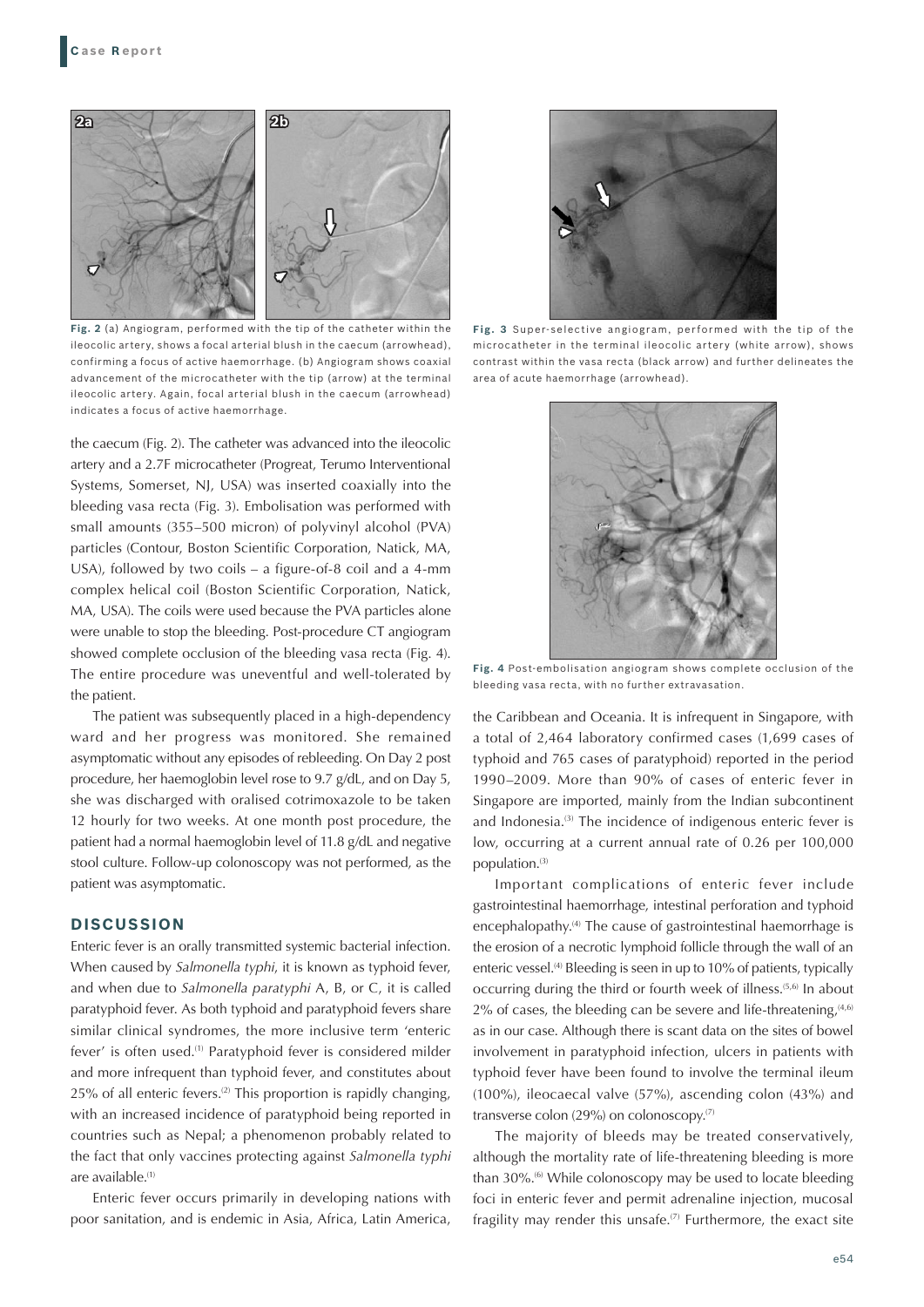**Fig. 2** (a) Angiogram, performed with the tip of the catheter within the ileocolic artery, shows a focal arterial blush in the caecum (arrowhead), confirming a focus of active haemorrhage. (b) Angiogram shows coaxial advancement of the microcatheter with the tip (arrow) at the terminal ileocolic artery. Again, focal arterial blush in the caecum (arrowhead) indicates a focus of active haemorrhage.

**Fig. 3** Super-selective angiogram, performed with the tip of the microcatheter in the terminal ileocolic artery (white arrow), shows contrast within the vasa recta (black arrow) and further delineates the area of acute haemorrhage (arrowhead).

**Fig. 4** Post-embolisation angiogram shows complete occlusion of the bleeding vasa recta, with no further extravasation.

the caecum (Fig. 2). The catheter was advanced into the ileocolic artery and a 2.7F microcatheter (Progreat, Terumo Interventional Systems, Somerset, NJ, USA) was inserted coaxially into the bleeding vasa recta (Fig. 3). Embolisation was performed with small amounts (355–500 micron) of polyvinyl alcohol (PVA) particles (Contour, Boston Scientific Corporation, Natick, MA, USA), followed by two coils – a figure-of-8 coil and a 4-mm complex helical coil (Boston Scientific Corporation, Natick, MA, USA). The coils were used because the PVA particles alone were unable to stop the bleeding. Post-procedure CT angiogram showed complete occlusion of the bleeding vasa recta (Fig. 4). The entire procedure was uneventful and well-tolerated by the patient.

The patient was subsequently placed in a high-dependency ward and her progress was monitored. She remained asymptomatic without any episodes of rebleeding. On Day 2 post procedure, her haemoglobin level rose to 9.7 g/dL, and on Day 5, she was discharged with oralised cotrimoxazole to be taken 12 hourly for two weeks. At one month post procedure, the patient had a normal haemoglobin level of 11.8 g/dL and negative stool culture. Follow-up colonoscopy was not performed, as the patient was asymptomatic.

## DISCUSSION

Enteric fever is an orally transmitted systemic bacterial infection. When caused by *Salmonella typhi*, it is known as typhoid fever, and when due to *Salmonella paratyphi* A, B, or C, it is called paratyphoid fever. As both typhoid and paratyphoid fevers share similar clinical syndromes, the more inclusive term 'enteric fever' is often used.[1] Paratyphoid fever is considered milder and more infrequent than typhoid fever, and constitutes about 25% of all enteric fevers.[2] This proportion is rapidly changing, with an increased incidence of paratyphoid being reported in countries such as Nepal; a phenomenon probably related to the fact that only vaccines protecting against *Salmonella typhi* are available.[1]

Enteric fever occurs primarily in developing nations with poor sanitation, and is endemic in Asia, Africa, Latin America, the Caribbean and Oceania. It is infrequent in Singapore, with a total of 2,464 laboratory confirmed cases (1,699 cases of typhoid and 765 cases of paratyphoid) reported in the period 1990–2009. More than 90% of cases of enteric fever in Singapore are imported, mainly from the Indian subcontinent and Indonesia.[3] The incidence of indigenous enteric fever is low, occurring at a current annual rate of 0.26 per 100,000 population.[3]

Important complications of enteric fever include gastrointestinal haemorrhage, intestinal perforation and typhoid encephalopathy.[4] The cause of gastrointestinal haemorrhage is the erosion of a necrotic lymphoid follicle through the wall of an enteric vessel.[4] Bleeding is seen in up to 10% of patients, typically occurring during the third or fourth week of illness.[5,6] In about 2% of cases, the bleeding can be severe and life-threatening,[4,6] as in our case. Although there is scant data on the sites of bowel involvement in paratyphoid infection, ulcers in patients with typhoid fever have been found to involve the terminal ileum (100%), ileocaecal valve (57%), ascending colon (43%) and transverse colon (29%) on colonoscopy.[7]

The majority of bleeds may be treated conservatively, although the mortality rate of life-threatening bleeding is more than 30%.[6] While colonoscopy may be used to locate bleeding foci in enteric fever and permit adrenaline injection, mucosal fragility may render this unsafe.[7] Furthermore, the exact site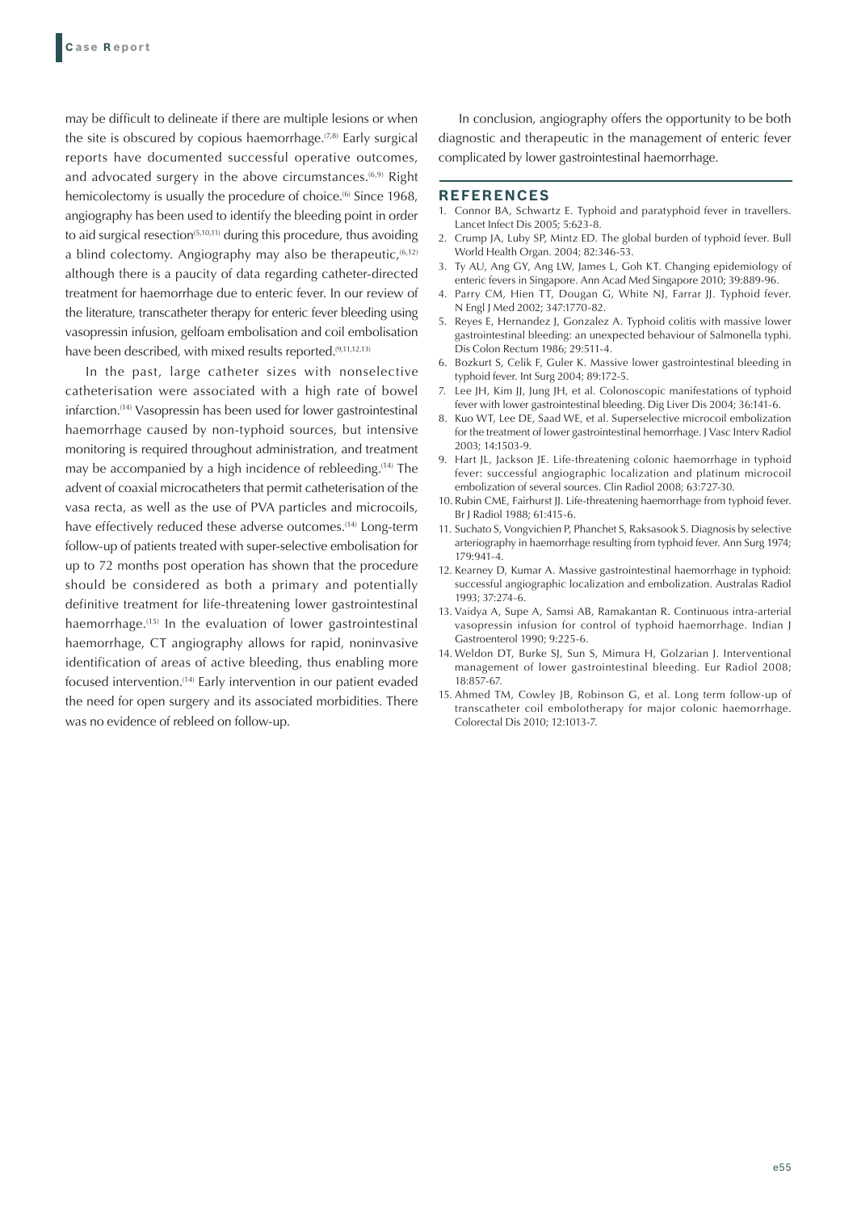may be difficult to delineate if there are multiple lesions or when the site is obscured by copious haemorrhage.[7,8] Early surgical reports have documented successful operative outcomes, and advocated surgery in the above circumstances.[6,9] Right hemicolectomy is usually the procedure of choice.[6] Since 1968, angiography has been used to identify the bleeding point in order to aid surgical resection[5,10,11] during this procedure, thus avoiding a blind colectomy. Angiography may also be therapeutic,[6,12] although there is a paucity of data regarding catheter-directed treatment for haemorrhage due to enteric fever. In our review of the literature, transcatheter therapy for enteric fever bleeding using vasopressin infusion, gelfoam embolisation and coil embolisation have been described, with mixed results reported.[9,11,12,13]

In the past, large catheter sizes with nonselective catheterisation were associated with a high rate of bowel infarction.[14] Vasopressin has been used for lower gastrointestinal haemorrhage caused by non-typhoid sources, but intensive monitoring is required throughout administration, and treatment may be accompanied by a high incidence of rebleeding.[14] The advent of coaxial microcatheters that permit catheterisation of the vasa recta, as well as the use of PVA particles and microcoils, have effectively reduced these adverse outcomes.[14] Long-term follow-up of patients treated with super-selective embolisation for up to 72 months post operation has shown that the procedure should be considered as both a primary and potentially definitive treatment for life-threatening lower gastrointestinal haemorrhage.[15] In the evaluation of lower gastrointestinal haemorrhage, CT angiography allows for rapid, noninvasive identification of areas of active bleeding, thus enabling more focused intervention.[14] Early intervention in our patient evaded the need for open surgery and its associated morbidities. There was no evidence of rebleed on follow-up.

In conclusion, angiography offers the opportunity to be both diagnostic and therapeutic in the management of enteric fever complicated by lower gastrointestinal haemorrhage.

## REFERENCES

1. Connor BA, Schwartz E. Typhoid and paratyphoid fever in travellers. Lancet Infect Dis 2005; 5:623-8.
2. Crump JA, Luby SP, Mintz ED. The global burden of typhoid fever. Bull World Health Organ. 2004; 82:346-53.
3. Ty AU, Ang GY, Ang LW, James L, Goh KT. Changing epidemiology of enteric fevers in Singapore. Ann Acad Med Singapore 2010; 39:889-96.
4. Parry CM, Hien TT, Dougan G, White NJ, Farrar JJ. Typhoid fever. N Engl J Med 2002; 347:1770-82.
5. Reyes E, Hernandez J, Gonzalez A. Typhoid colitis with massive lower gastrointestinal bleeding: an unexpected behaviour of Salmonella typhi. Dis Colon Rectum 1986; 29:511-4.
6. Bozkurt S, Celik F, Guler K. Massive lower gastrointestinal bleeding in typhoid fever. Int Surg 2004; 89:172-5.
7. Lee JH, Kim JJ, Jung JH, et al. Colonoscopic manifestations of typhoid fever with lower gastrointestinal bleeding. Dig Liver Dis 2004; 36:141-6.
8. Kuo WT, Lee DE, Saad WE, et al. Superselective microcoil embolization for the treatment of lower gastrointestinal hemorrhage. J Vasc Interv Radiol 2003; 14:1503-9.
9. Hart JL, Jackson JE. Life-threatening colonic haemorrhage in typhoid fever: successful angiographic localization and platinum microcoil embolization of several sources. Clin Radiol 2008; 63:727-30.
10. Rubin CME, Fairhurst JJ. Life-threatening haemorrhage from typhoid fever. Br J Radiol 1988; 61:415-6.
11. Suchato S, Vongvichien P, Phanchet S, Raksasook S. Diagnosis by selective arteriography in haemorrhage resulting from typhoid fever. Ann Surg 1974; 179:941-4.
12. Kearney D, Kumar A. Massive gastrointestinal haemorrhage in typhoid: successful angiographic localization and embolization. Australas Radiol 1993; 37:274-6.
13. Vaidya A, Supe A, Samsi AB, Ramakantan R. Continuous intra-arterial vasopressin infusion for control of typhoid haemorrhage. Indian J Gastroenterol 1990; 9:225-6.
14. Weldon DT, Burke SJ, Sun S, Mimura H, Golzarian J. Interventional management of lower gastrointestinal bleeding. Eur Radiol 2008; 18:857-67.
15. Ahmed TM, Cowley JB, Robinson G, et al. Long term follow-up of transcatheter coil embolotherapy for major colonic haemorrhage. Colorectal Dis 2010; 12:1013-7.